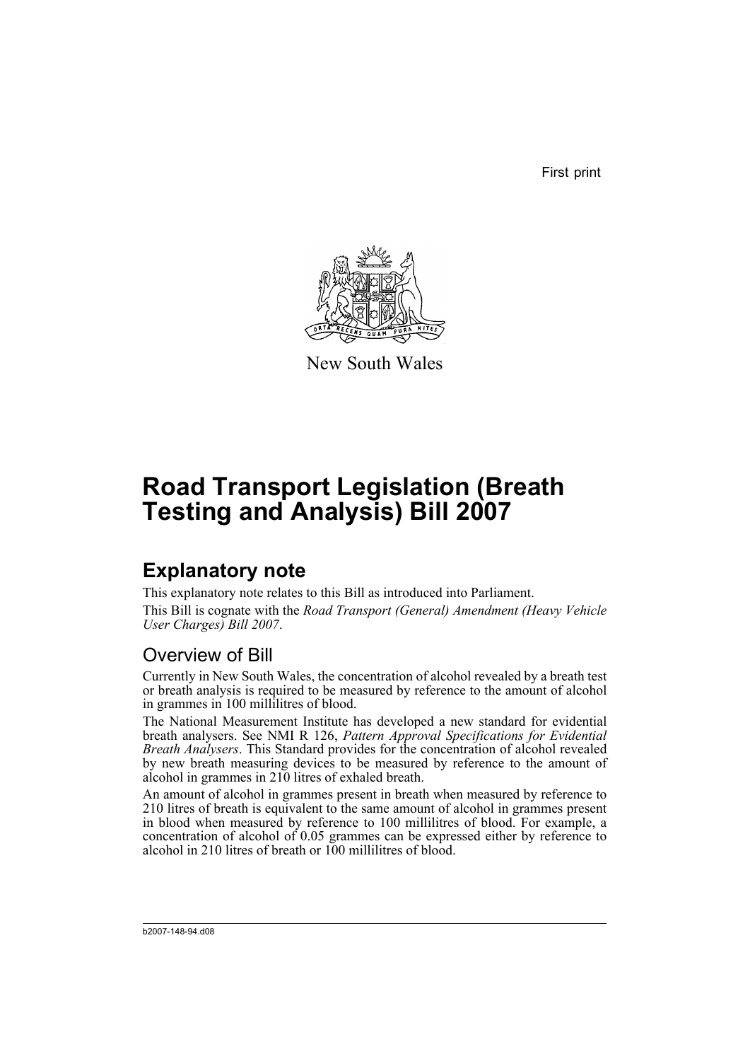First print

New South Wales

# Road Transport Legislation (Breath Testing and Analysis) Bill 2007

## Explanatory note

This explanatory note relates to this Bill as introduced into Parliament.

This Bill is cognate with the *Road Transport (General) Amendment (Heavy Vehicle User Charges) Bill 2007*.

### Overview of Bill

Currently in New South Wales, the concentration of alcohol revealed by a breath test or breath analysis is required to be measured by reference to the amount of alcohol in grammes in 100 millilitres of blood.

The National Measurement Institute has developed a new standard for evidential breath analysers. See NMI R 126, *Pattern Approval Specifications for Evidential Breath Analysers*. This Standard provides for the concentration of alcohol revealed by new breath measuring devices to be measured by reference to the amount of alcohol in grammes in 210 litres of exhaled breath.

An amount of alcohol in grammes present in breath when measured by reference to 210 litres of breath is equivalent to the same amount of alcohol in grammes present in blood when measured by reference to 100 millilitres of blood. For example, a concentration of alcohol of 0.05 grammes can be expressed either by reference to alcohol in 210 litres of breath or 100 millilitres of blood.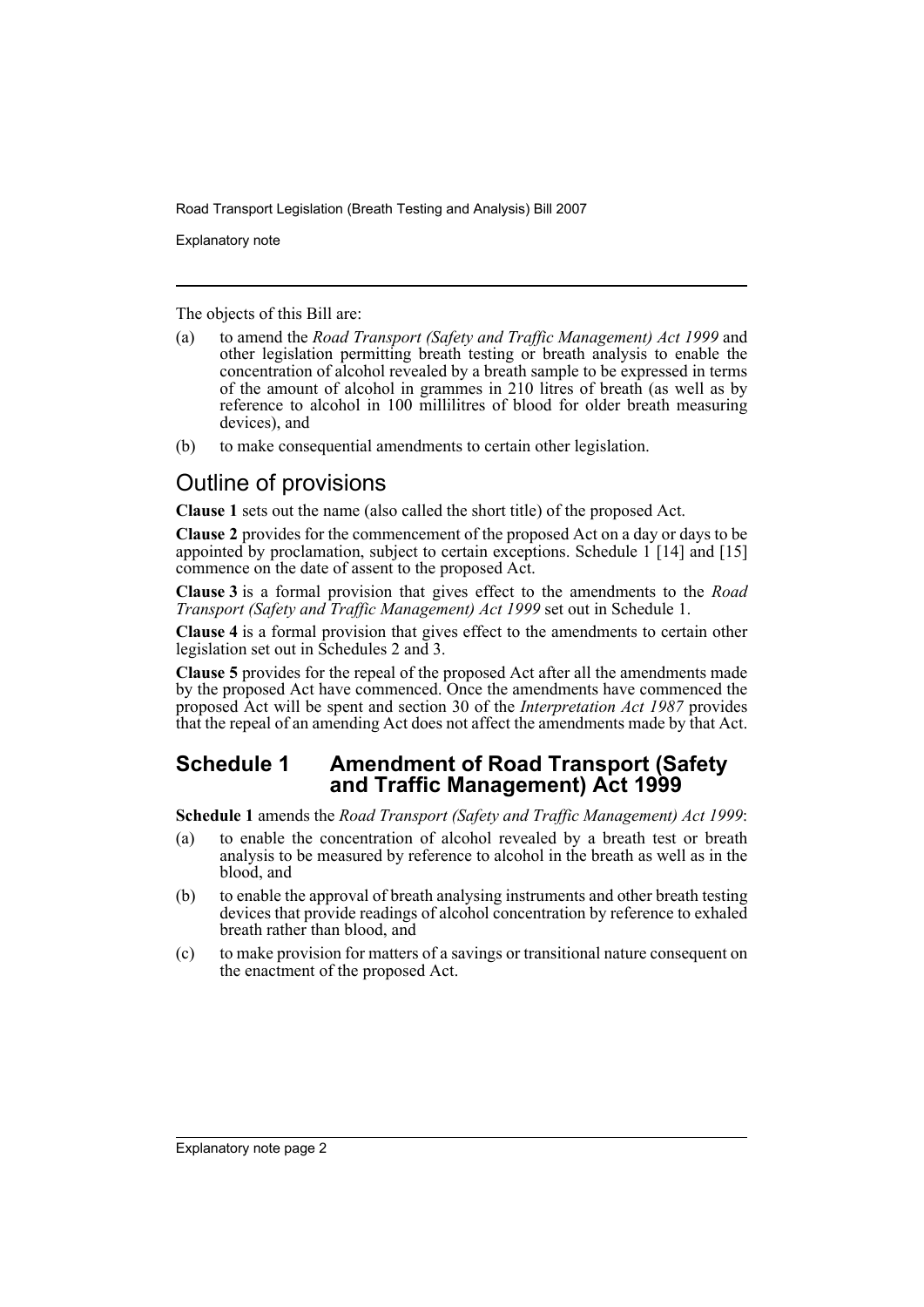The objects of this Bill are:

(a) to amend the *Road Transport (Safety and Traffic Management) Act 1999* and other legislation permitting breath testing or breath analysis to enable the concentration of alcohol revealed by a breath sample to be expressed in terms of the amount of alcohol in grammes in 210 litres of breath (as well as by reference to alcohol in 100 millilitres of blood for older breath measuring devices), and

(b) to make consequential amendments to certain other legislation.

## Outline of provisions

**Clause 1** sets out the name (also called the short title) of the proposed Act.

**Clause 2** provides for the commencement of the proposed Act on a day or days to be appointed by proclamation, subject to certain exceptions. Schedule 1 [14] and [15] commence on the date of assent to the proposed Act.

**Clause 3** is a formal provision that gives effect to the amendments to the *Road Transport (Safety and Traffic Management) Act 1999* set out in Schedule 1.

**Clause 4** is a formal provision that gives effect to the amendments to certain other legislation set out in Schedules 2 and 3.

**Clause 5** provides for the repeal of the proposed Act after all the amendments made by the proposed Act have commenced. Once the amendments have commenced the proposed Act will be spent and section 30 of the *Interpretation Act 1987* provides that the repeal of an amending Act does not affect the amendments made by that Act.

### Schedule 1 Amendment of Road Transport (Safety and Traffic Management) Act 1999

**Schedule 1** amends the *Road Transport (Safety and Traffic Management) Act 1999*:

(a) to enable the concentration of alcohol revealed by a breath test or breath analysis to be measured by reference to alcohol in the breath as well as in the blood, and

(b) to enable the approval of breath analysing instruments and other breath testing devices that provide readings of alcohol concentration by reference to exhaled breath rather than blood, and

(c) to make provision for matters of a savings or transitional nature consequent on the enactment of the proposed Act.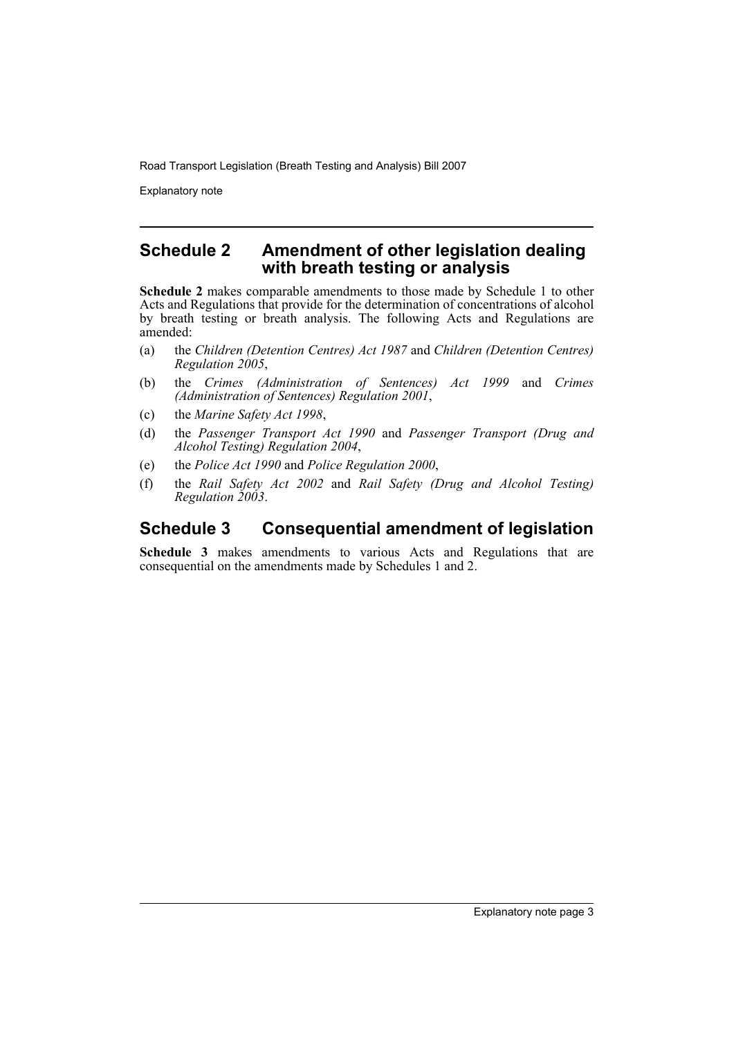## Schedule 2 Amendment of other legislation dealing with breath testing or analysis

**Schedule 2** makes comparable amendments to those made by Schedule 1 to other Acts and Regulations that provide for the determination of concentrations of alcohol by breath testing or breath analysis. The following Acts and Regulations are amended:

(a) the *Children (Detention Centres) Act 1987* and *Children (Detention Centres) Regulation 2005*,

(b) the *Crimes (Administration of Sentences) Act 1999* and *Crimes (Administration of Sentences) Regulation 2001*,

(c) the *Marine Safety Act 1998*,

(d) the *Passenger Transport Act 1990* and *Passenger Transport (Drug and Alcohol Testing) Regulation 2004*,

(e) the *Police Act 1990* and *Police Regulation 2000*,

(f) the *Rail Safety Act 2002* and *Rail Safety (Drug and Alcohol Testing) Regulation 2003*.

## Schedule 3 Consequential amendment of legislation

**Schedule 3** makes amendments to various Acts and Regulations that are consequential on the amendments made by Schedules 1 and 2.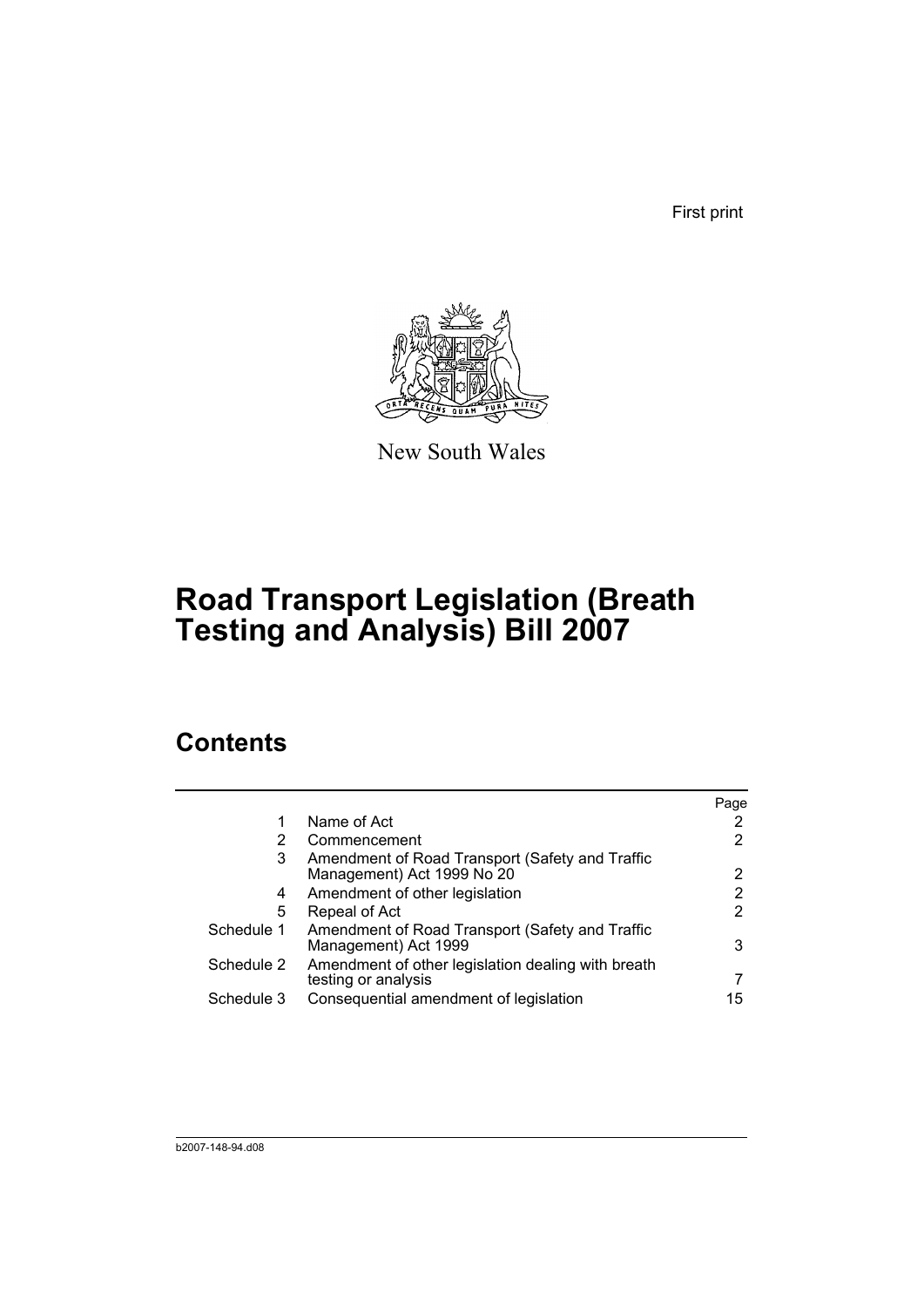First print

New South Wales

# Road Transport Legislation (Breath Testing and Analysis) Bill 2007

## Contents

| | | Page |
|---|---|---|
| 1 | Name of Act | 2 |
| 2 | Commencement | 2 |
| 3 | Amendment of Road Transport (Safety and Traffic Management) Act 1999 No 20 | 2 |
| 4 | Amendment of other legislation | 2 |
| 5 | Repeal of Act | 2 |
| Schedule 1 | Amendment of Road Transport (Safety and Traffic Management) Act 1999 | 3 |
| Schedule 2 | Amendment of other legislation dealing with breath testing or analysis | 7 |
| Schedule 3 | Consequential amendment of legislation | 15 |

b2007-148-94.d08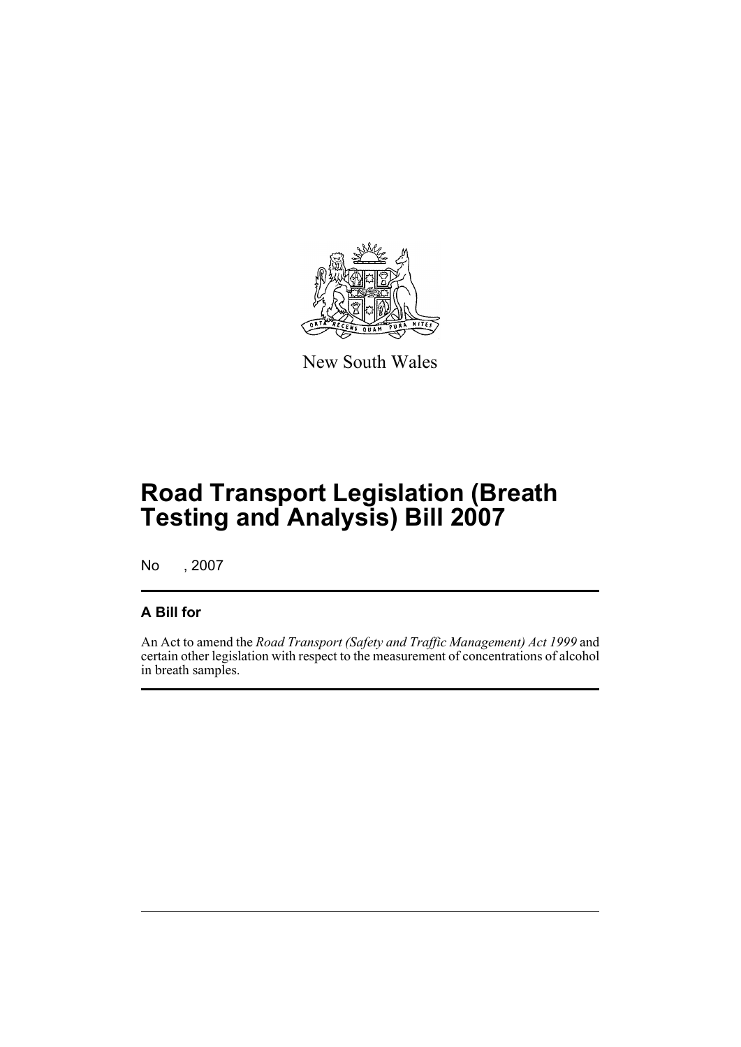New South Wales

# Road Transport Legislation (Breath Testing and Analysis) Bill 2007

No , 2007

## A Bill for

An Act to amend the *Road Transport (Safety and Traffic Management) Act 1999* and certain other legislation with respect to the measurement of concentrations of alcohol in breath samples.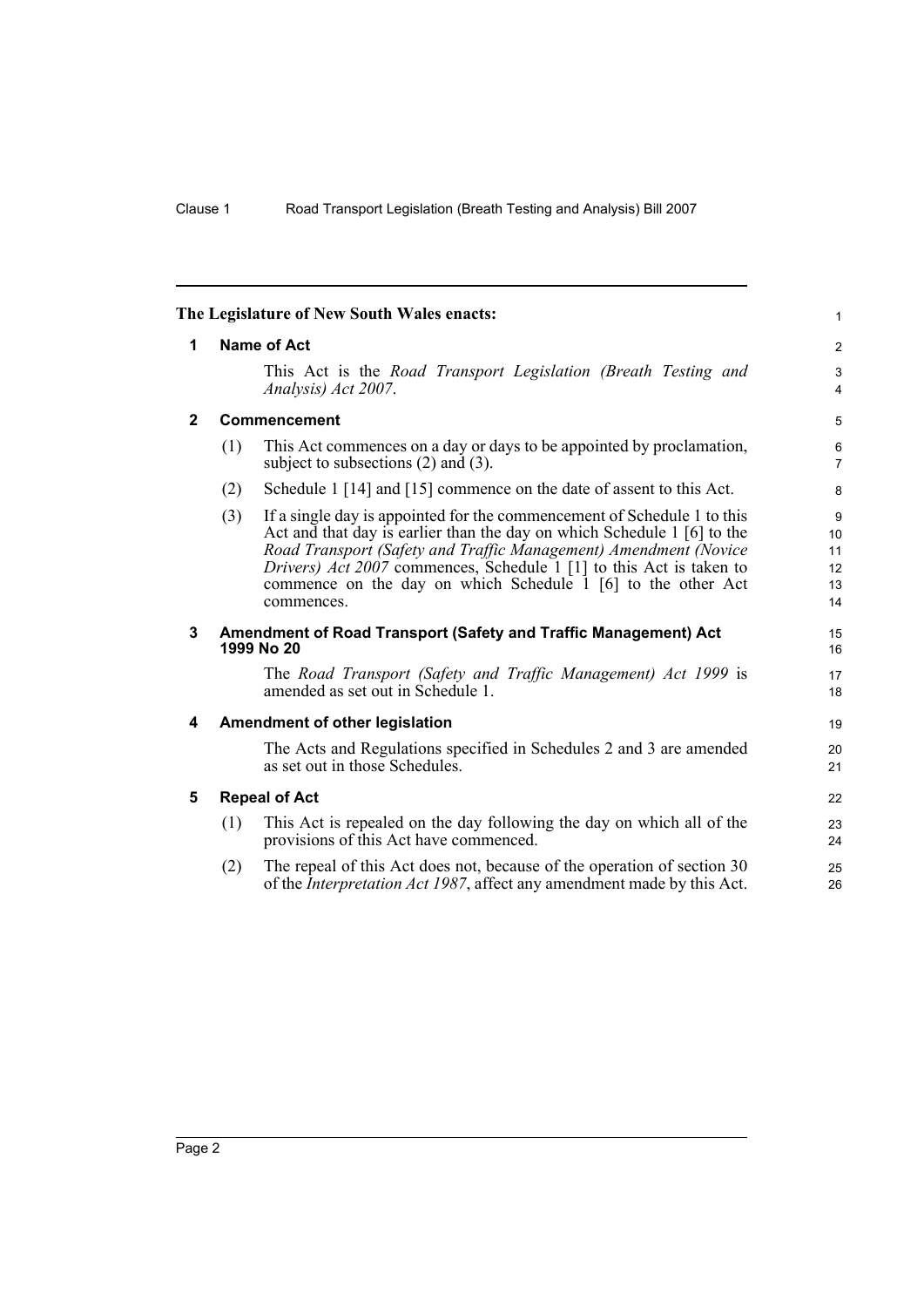**The Legislature of New South Wales enacts:**

## 1 Name of Act

This Act is the *Road Transport Legislation (Breath Testing and Analysis) Act 2007*.

## 2 Commencement

(1) This Act commences on a day or days to be appointed by proclamation, subject to subsections (2) and (3).

(2) Schedule 1 [14] and [15] commence on the date of assent to this Act.

(3) If a single day is appointed for the commencement of Schedule 1 to this Act and that day is earlier than the day on which Schedule 1 [6] to the *Road Transport (Safety and Traffic Management) Amendment (Novice Drivers) Act 2007* commences, Schedule 1 [1] to this Act is taken to commence on the day on which Schedule 1 [6] to the other Act commences.

## 3 Amendment of Road Transport (Safety and Traffic Management) Act 1999 No 20

The *Road Transport (Safety and Traffic Management) Act 1999* is amended as set out in Schedule 1.

## 4 Amendment of other legislation

The Acts and Regulations specified in Schedules 2 and 3 are amended as set out in those Schedules.

## 5 Repeal of Act

(1) This Act is repealed on the day following the day on which all of the provisions of this Act have commenced.

(2) The repeal of this Act does not, because of the operation of section 30 of the *Interpretation Act 1987*, affect any amendment made by this Act.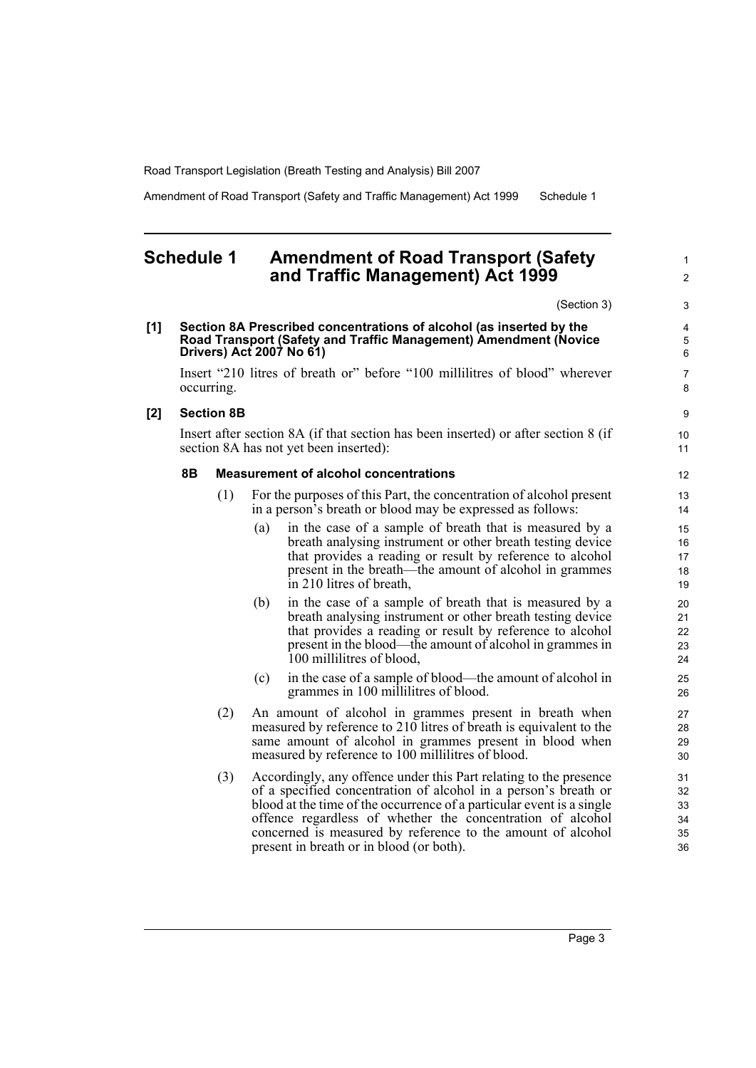# Schedule 1 Amendment of Road Transport (Safety and Traffic Management) Act 1999

(Section 3)

**[1] Section 8A Prescribed concentrations of alcohol (as inserted by the Road Transport (Safety and Traffic Management) Amendment (Novice Drivers) Act 2007 No 61)**

Insert "210 litres of breath or" before "100 millilitres of blood" wherever occurring.

**[2] Section 8B**

Insert after section 8A (if that section has been inserted) or after section 8 (if section 8A has not yet been inserted):

**8B Measurement of alcohol concentrations**

(1) For the purposes of this Part, the concentration of alcohol present in a person's breath or blood may be expressed as follows:

(a) in the case of a sample of breath that is measured by a breath analysing instrument or other breath testing device that provides a reading or result by reference to alcohol present in the breath—the amount of alcohol in grammes in 210 litres of breath,

(b) in the case of a sample of breath that is measured by a breath analysing instrument or other breath testing device that provides a reading or result by reference to alcohol present in the blood—the amount of alcohol in grammes in 100 millilitres of blood,

(c) in the case of a sample of blood—the amount of alcohol in grammes in 100 millilitres of blood.

(2) An amount of alcohol in grammes present in breath when measured by reference to 210 litres of breath is equivalent to the same amount of alcohol in grammes present in blood when measured by reference to 100 millilitres of blood.

(3) Accordingly, any offence under this Part relating to the presence of a specified concentration of alcohol in a person's breath or blood at the time of the occurrence of a particular event is a single offence regardless of whether the concentration of alcohol concerned is measured by reference to the amount of alcohol present in breath or in blood (or both).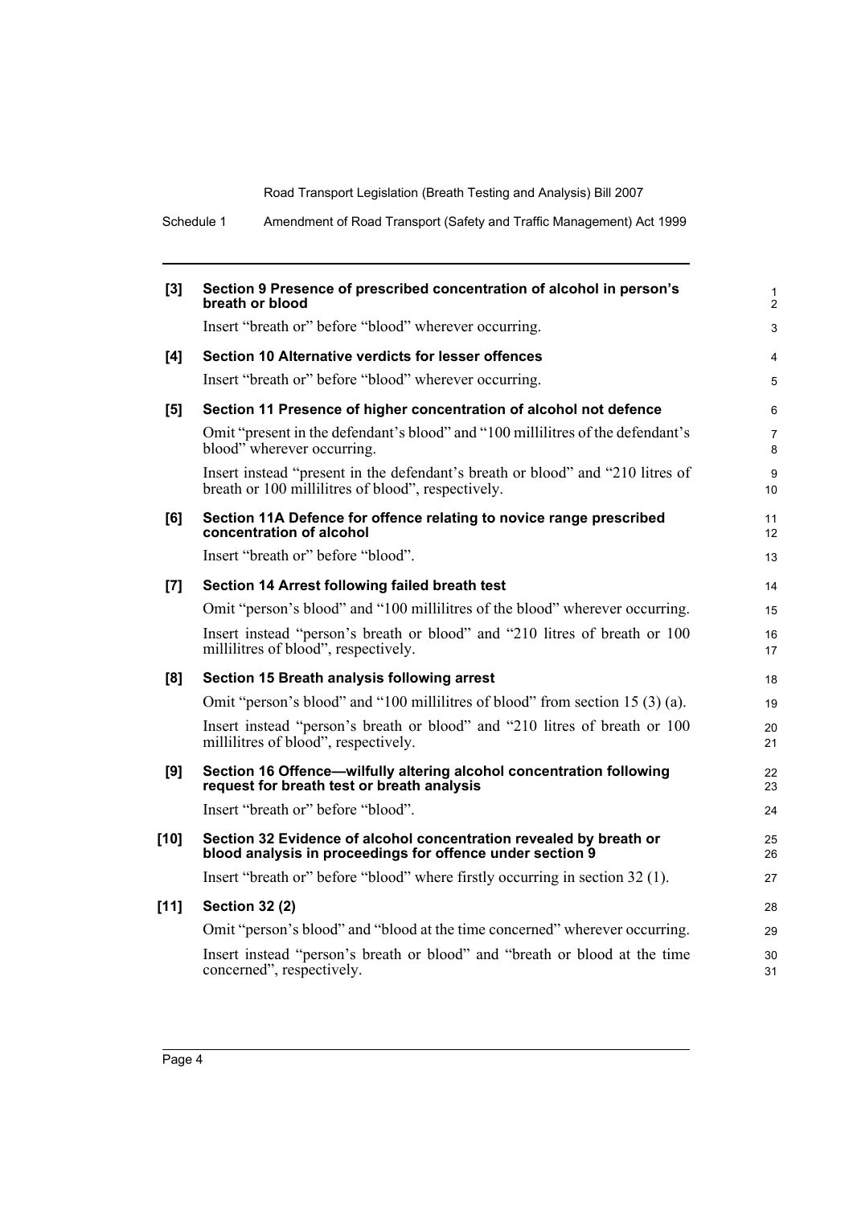**[3] Section 9 Presence of prescribed concentration of alcohol in person's breath or blood**

Insert "breath or" before "blood" wherever occurring.

**[4] Section 10 Alternative verdicts for lesser offences**

Insert "breath or" before "blood" wherever occurring.

**[5] Section 11 Presence of higher concentration of alcohol not defence**

Omit "present in the defendant's blood" and "100 millilitres of the defendant's blood" wherever occurring.

Insert instead "present in the defendant's breath or blood" and "210 litres of breath or 100 millilitres of blood", respectively.

**[6] Section 11A Defence for offence relating to novice range prescribed concentration of alcohol**

Insert "breath or" before "blood".

**[7] Section 14 Arrest following failed breath test**

Omit "person's blood" and "100 millilitres of the blood" wherever occurring.

Insert instead "person's breath or blood" and "210 litres of breath or 100 millilitres of blood", respectively.

**[8] Section 15 Breath analysis following arrest**

Omit "person's blood" and "100 millilitres of blood" from section 15 (3) (a).

Insert instead "person's breath or blood" and "210 litres of breath or 100 millilitres of blood", respectively.

**[9] Section 16 Offence—wilfully altering alcohol concentration following request for breath test or breath analysis**

Insert "breath or" before "blood".

**[10] Section 32 Evidence of alcohol concentration revealed by breath or blood analysis in proceedings for offence under section 9**

Insert "breath or" before "blood" where firstly occurring in section 32 (1).

**[11] Section 32 (2)**

Omit "person's blood" and "blood at the time concerned" wherever occurring.

Insert instead "person's breath or blood" and "breath or blood at the time concerned", respectively.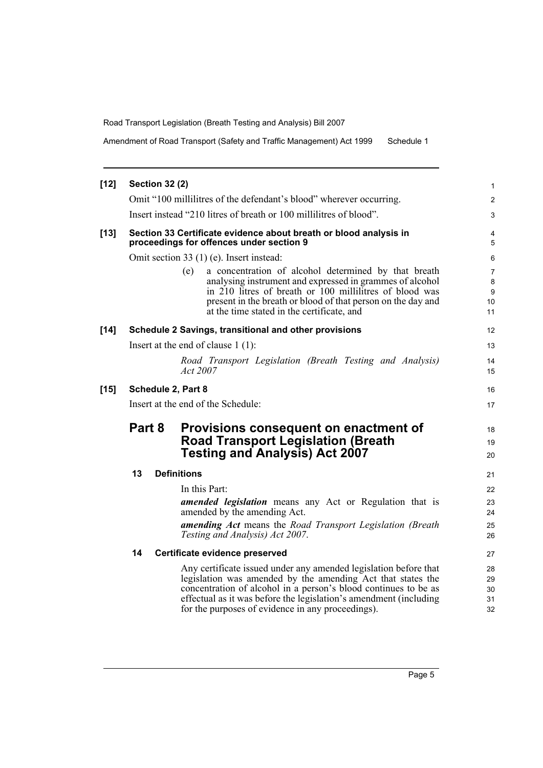**[12] Section 32 (2)**

Omit "100 millilitres of the defendant's blood" wherever occurring.

Insert instead "210 litres of breath or 100 millilitres of blood".

**[13] Section 33 Certificate evidence about breath or blood analysis in proceedings for offences under section 9**

Omit section 33 (1) (e). Insert instead:

> (e) a concentration of alcohol determined by that breath analysing instrument and expressed in grammes of alcohol in 210 litres of breath or 100 millilitres of blood was present in the breath or blood of that person on the day and at the time stated in the certificate, and

**[14] Schedule 2 Savings, transitional and other provisions**

Insert at the end of clause 1 (1):

> *Road Transport Legislation (Breath Testing and Analysis) Act 2007*

**[15] Schedule 2, Part 8**

Insert at the end of the Schedule:

## Part 8 Provisions consequent on enactment of Road Transport Legislation (Breath Testing and Analysis) Act 2007

### 13 Definitions

In this Part:

***amended legislation*** means any Act or Regulation that is amended by the amending Act.

***amending Act*** means the *Road Transport Legislation (Breath Testing and Analysis) Act 2007*.

### 14 Certificate evidence preserved

Any certificate issued under any amended legislation before that legislation was amended by the amending Act that states the concentration of alcohol in a person's blood continues to be as effectual as it was before the legislation's amendment (including for the purposes of evidence in any proceedings).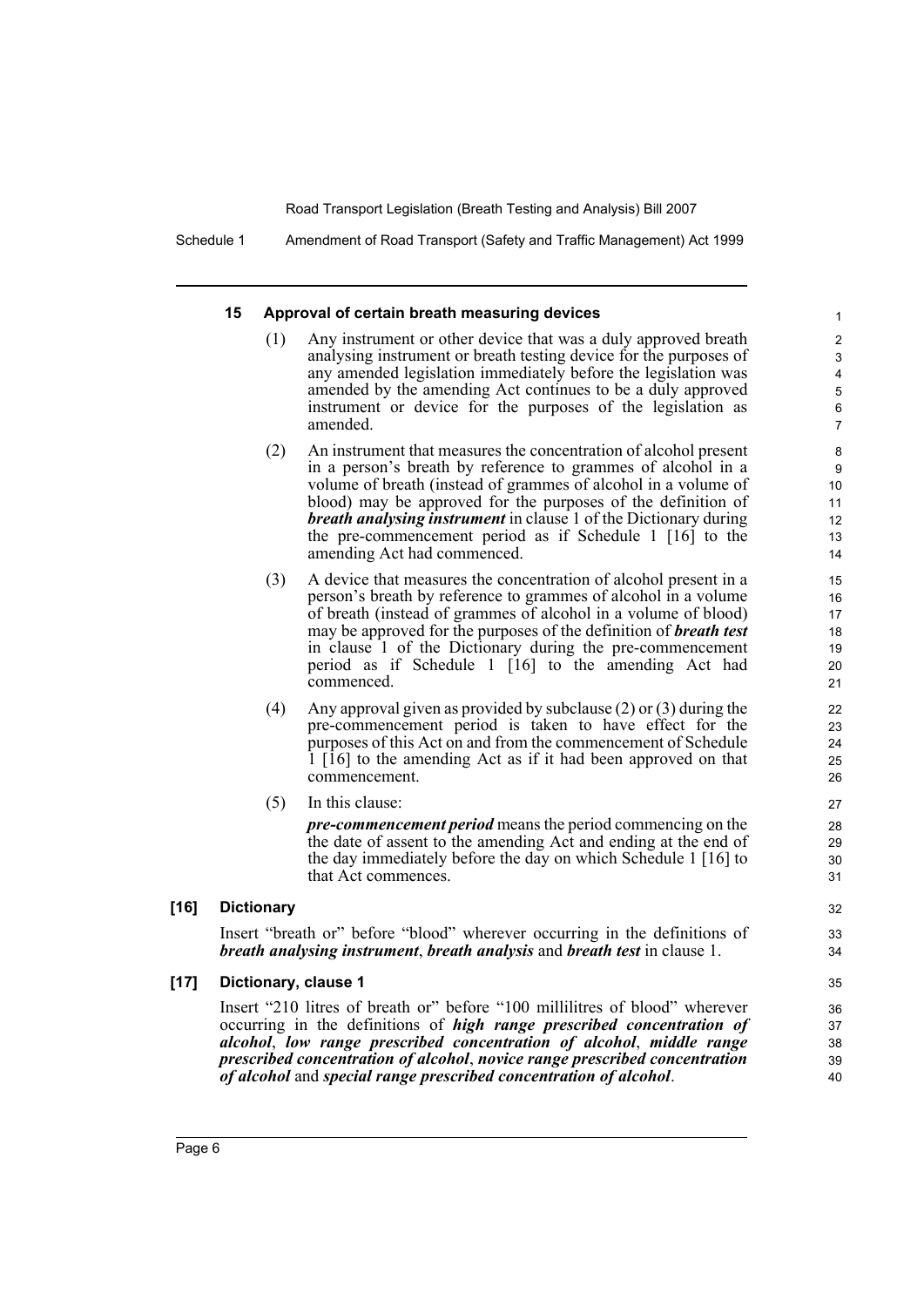#### 15 Approval of certain breath measuring devices

(1) Any instrument or other device that was a duly approved breath analysing instrument or breath testing device for the purposes of any amended legislation immediately before the legislation was amended by the amending Act continues to be a duly approved instrument or device for the purposes of the legislation as amended.

(2) An instrument that measures the concentration of alcohol present in a person's breath by reference to grammes of alcohol in a volume of breath (instead of grammes of alcohol in a volume of blood) may be approved for the purposes of the definition of ***breath analysing instrument*** in clause 1 of the Dictionary during the pre-commencement period as if Schedule 1 [16] to the amending Act had commenced.

(3) A device that measures the concentration of alcohol present in a person's breath by reference to grammes of alcohol in a volume of breath (instead of grammes of alcohol in a volume of blood) may be approved for the purposes of the definition of ***breath test*** in clause 1 of the Dictionary during the pre-commencement period as if Schedule 1 [16] to the amending Act had commenced.

(4) Any approval given as provided by subclause (2) or (3) during the pre-commencement period is taken to have effect for the purposes of this Act on and from the commencement of Schedule 1 [16] to the amending Act as if it had been approved on that commencement.

(5) In this clause:

***pre-commencement period*** means the period commencing on the the date of assent to the amending Act and ending at the end of the day immediately before the day on which Schedule 1 [16] to that Act commences.

### [16] Dictionary

Insert "breath or" before "blood" wherever occurring in the definitions of ***breath analysing instrument***, ***breath analysis*** and ***breath test*** in clause 1.

### [17] Dictionary, clause 1

Insert "210 litres of breath or" before "100 millilitres of blood" wherever occurring in the definitions of ***high range prescribed concentration of alcohol***, ***low range prescribed concentration of alcohol***, ***middle range prescribed concentration of alcohol***, ***novice range prescribed concentration of alcohol*** and ***special range prescribed concentration of alcohol***.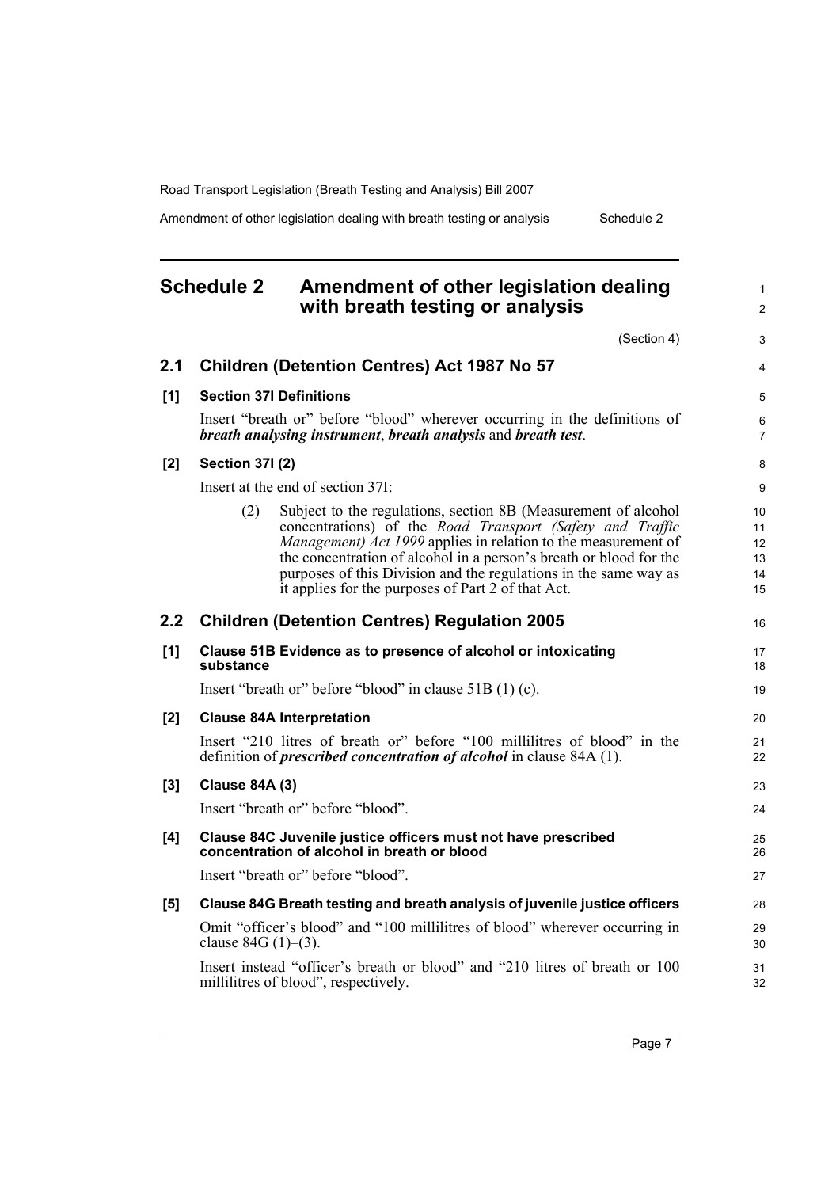## Schedule 2 Amendment of other legislation dealing with breath testing or analysis

(Section 4)

### 2.1 Children (Detention Centres) Act 1987 No 57

**[1] Section 37I Definitions**

Insert "breath or" before "blood" wherever occurring in the definitions of ***breath analysing instrument***, ***breath analysis*** and ***breath test***.

**[2] Section 37I (2)**

Insert at the end of section 37I:

> (2) Subject to the regulations, section 8B (Measurement of alcohol concentrations) of the *Road Transport (Safety and Traffic Management) Act 1999* applies in relation to the measurement of the concentration of alcohol in a person's breath or blood for the purposes of this Division and the regulations in the same way as it applies for the purposes of Part 2 of that Act.

### 2.2 Children (Detention Centres) Regulation 2005

**[1] Clause 51B Evidence as to presence of alcohol or intoxicating substance**

Insert "breath or" before "blood" in clause 51B (1) (c).

**[2] Clause 84A Interpretation**

Insert "210 litres of breath or" before "100 millilitres of blood" in the definition of ***prescribed concentration of alcohol*** in clause 84A (1).

**[3] Clause 84A (3)**

Insert "breath or" before "blood".

**[4] Clause 84C Juvenile justice officers must not have prescribed concentration of alcohol in breath or blood**

Insert "breath or" before "blood".

**[5] Clause 84G Breath testing and breath analysis of juvenile justice officers**

Omit "officer's blood" and "100 millilitres of blood" wherever occurring in clause 84G (1)–(3).

Insert instead "officer's breath or blood" and "210 litres of breath or 100 millilitres of blood", respectively.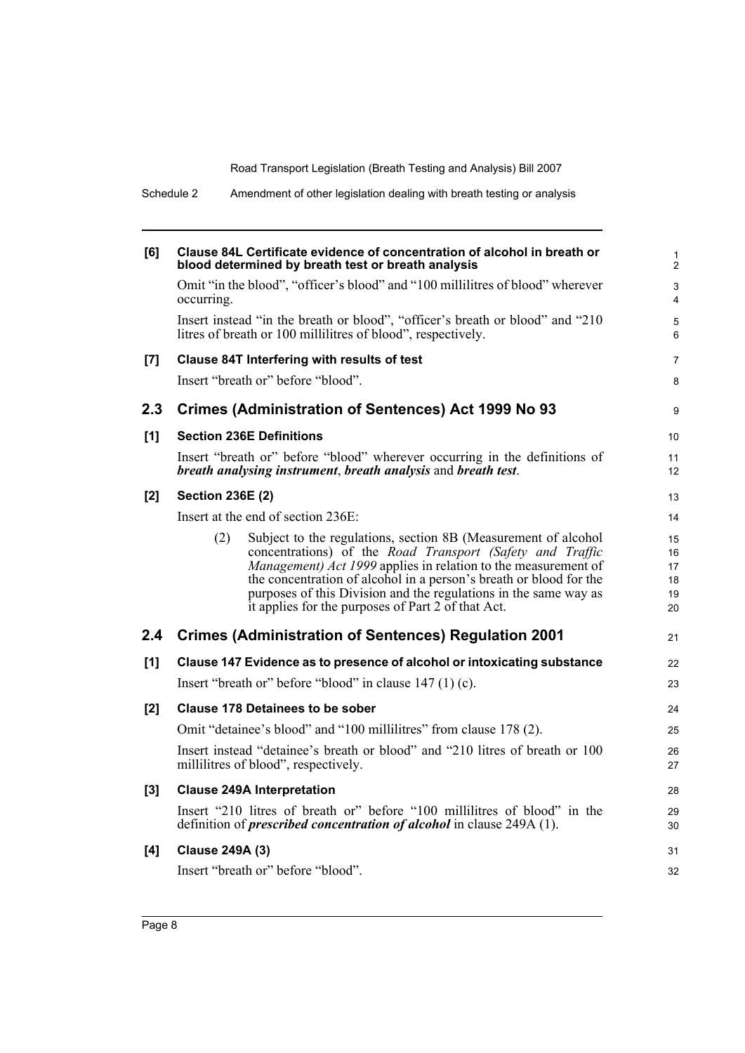**[6] Clause 84L Certificate evidence of concentration of alcohol in breath or blood determined by breath test or breath analysis**

Omit "in the blood", "officer's blood" and "100 millilitres of blood" wherever occurring.

Insert instead "in the breath or blood", "officer's breath or blood" and "210 litres of breath or 100 millilitres of blood", respectively.

**[7] Clause 84T Interfering with results of test**

Insert "breath or" before "blood".

## 2.3 Crimes (Administration of Sentences) Act 1999 No 93

**[1] Section 236E Definitions**

Insert "breath or" before "blood" wherever occurring in the definitions of ***breath analysing instrument***, ***breath analysis*** and ***breath test***.

**[2] Section 236E (2)**

Insert at the end of section 236E:

> (2) Subject to the regulations, section 8B (Measurement of alcohol concentrations) of the *Road Transport (Safety and Traffic Management) Act 1999* applies in relation to the measurement of the concentration of alcohol in a person's breath or blood for the purposes of this Division and the regulations in the same way as it applies for the purposes of Part 2 of that Act.

## 2.4 Crimes (Administration of Sentences) Regulation 2001

**[1] Clause 147 Evidence as to presence of alcohol or intoxicating substance**

Insert "breath or" before "blood" in clause 147 (1) (c).

**[2] Clause 178 Detainees to be sober**

Omit "detainee's blood" and "100 millilitres" from clause 178 (2).

Insert instead "detainee's breath or blood" and "210 litres of breath or 100 millilitres of blood", respectively.

**[3] Clause 249A Interpretation**

Insert "210 litres of breath or" before "100 millilitres of blood" in the definition of ***prescribed concentration of alcohol*** in clause 249A (1).

**[4] Clause 249A (3)**

Insert "breath or" before "blood".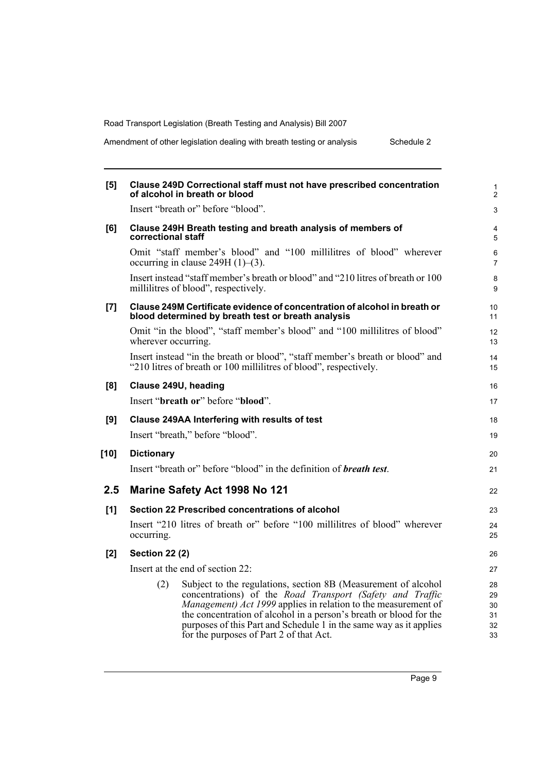**[5] Clause 249D Correctional staff must not have prescribed concentration of alcohol in breath or blood**

Insert "breath or" before "blood".

**[6] Clause 249H Breath testing and breath analysis of members of correctional staff**

Omit "staff member's blood" and "100 millilitres of blood" wherever occurring in clause 249H (1)–(3).

Insert instead "staff member's breath or blood" and "210 litres of breath or 100 millilitres of blood", respectively.

**[7] Clause 249M Certificate evidence of concentration of alcohol in breath or blood determined by breath test or breath analysis**

Omit "in the blood", "staff member's blood" and "100 millilitres of blood" wherever occurring.

Insert instead "in the breath or blood", "staff member's breath or blood" and "210 litres of breath or 100 millilitres of blood", respectively.

**[8] Clause 249U, heading**

Insert "**breath or**" before "**blood**".

**[9] Clause 249AA Interfering with results of test**

Insert "breath," before "blood".

**[10] Dictionary**

Insert "breath or" before "blood" in the definition of ***breath test***.

## 2.5 Marine Safety Act 1998 No 121

**[1] Section 22 Prescribed concentrations of alcohol**

Insert "210 litres of breath or" before "100 millilitres of blood" wherever occurring.

**[2] Section 22 (2)**

Insert at the end of section 22:

> (2) Subject to the regulations, section 8B (Measurement of alcohol concentrations) of the *Road Transport (Safety and Traffic Management) Act 1999* applies in relation to the measurement of the concentration of alcohol in a person's breath or blood for the purposes of this Part and Schedule 1 in the same way as it applies for the purposes of Part 2 of that Act.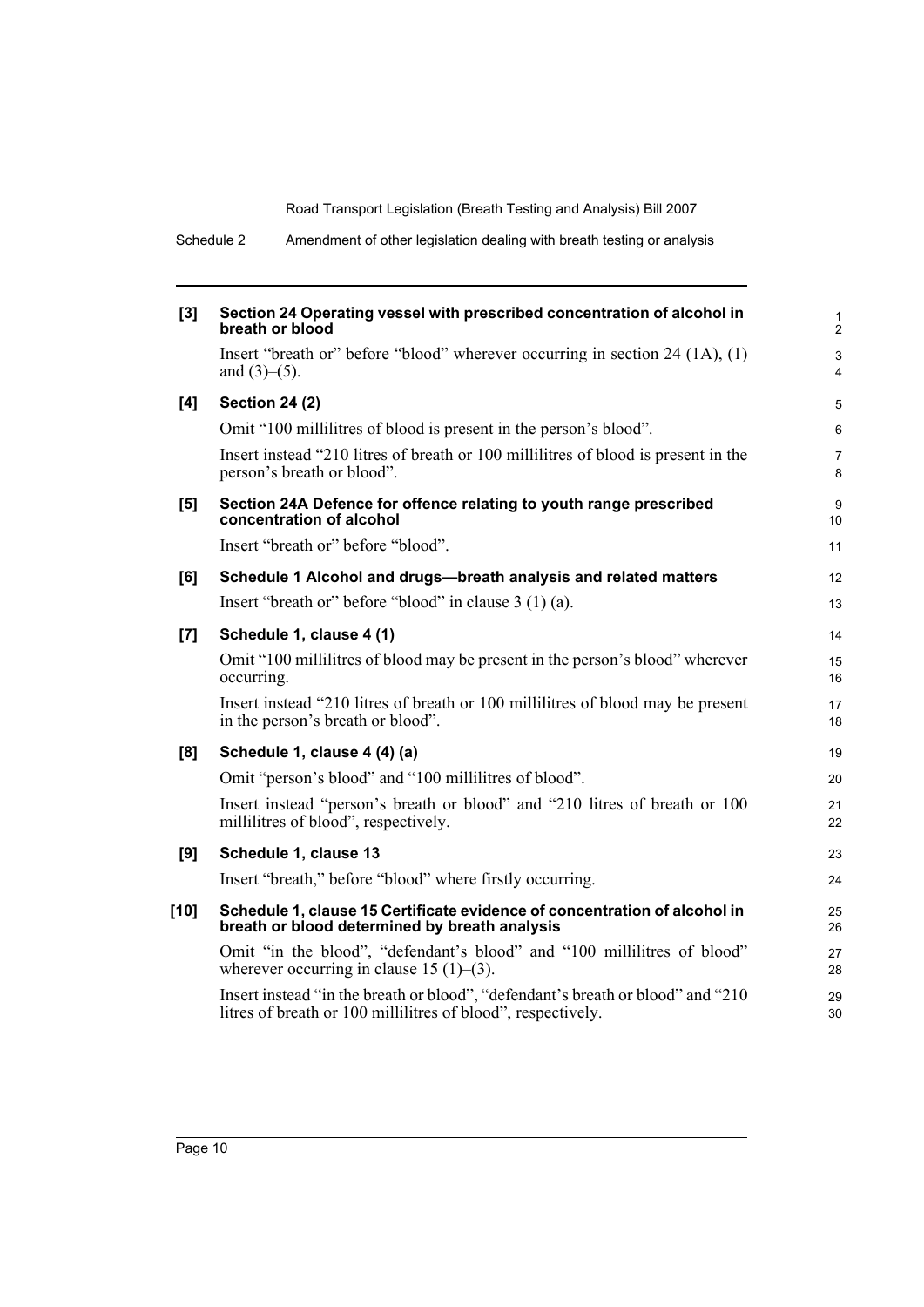**[3] Section 24 Operating vessel with prescribed concentration of alcohol in breath or blood**

Insert "breath or" before "blood" wherever occurring in section 24 (1A), (1) and (3)–(5).

**[4] Section 24 (2)**

Omit "100 millilitres of blood is present in the person's blood".

Insert instead "210 litres of breath or 100 millilitres of blood is present in the person's breath or blood".

**[5] Section 24A Defence for offence relating to youth range prescribed concentration of alcohol**

Insert "breath or" before "blood".

**[6] Schedule 1 Alcohol and drugs—breath analysis and related matters**

Insert "breath or" before "blood" in clause 3 (1) (a).

**[7] Schedule 1, clause 4 (1)**

Omit "100 millilitres of blood may be present in the person's blood" wherever occurring.

Insert instead "210 litres of breath or 100 millilitres of blood may be present in the person's breath or blood".

**[8] Schedule 1, clause 4 (4) (a)**

Omit "person's blood" and "100 millilitres of blood".

Insert instead "person's breath or blood" and "210 litres of breath or 100 millilitres of blood", respectively.

**[9] Schedule 1, clause 13**

Insert "breath," before "blood" where firstly occurring.

**[10] Schedule 1, clause 15 Certificate evidence of concentration of alcohol in breath or blood determined by breath analysis**

Omit "in the blood", "defendant's blood" and "100 millilitres of blood" wherever occurring in clause 15 (1)–(3).

Insert instead "in the breath or blood", "defendant's breath or blood" and "210 litres of breath or 100 millilitres of blood", respectively.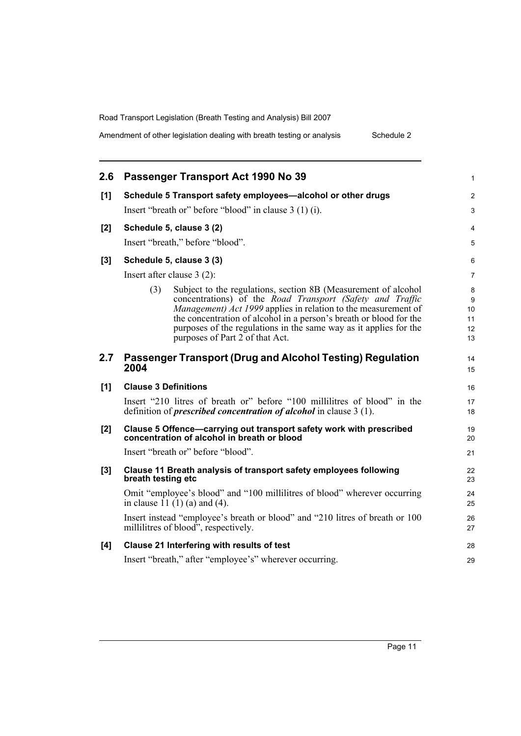## 2.6 Passenger Transport Act 1990 No 39

**[1] Schedule 5 Transport safety employees—alcohol or other drugs**

Insert "breath or" before "blood" in clause 3 (1) (i).

**[2] Schedule 5, clause 3 (2)**

Insert "breath," before "blood".

**[3] Schedule 5, clause 3 (3)**

Insert after clause 3 (2):

> (3) Subject to the regulations, section 8B (Measurement of alcohol concentrations) of the *Road Transport (Safety and Traffic Management) Act 1999* applies in relation to the measurement of the concentration of alcohol in a person's breath or blood for the purposes of the regulations in the same way as it applies for the purposes of Part 2 of that Act.

## 2.7 Passenger Transport (Drug and Alcohol Testing) Regulation 2004

**[1] Clause 3 Definitions**

Insert "210 litres of breath or" before "100 millilitres of blood" in the definition of ***prescribed concentration of alcohol*** in clause 3 (1).

**[2] Clause 5 Offence—carrying out transport safety work with prescribed concentration of alcohol in breath or blood**

Insert "breath or" before "blood".

**[3] Clause 11 Breath analysis of transport safety employees following breath testing etc**

Omit "employee's blood" and "100 millilitres of blood" wherever occurring in clause 11 (1) (a) and (4).

Insert instead "employee's breath or blood" and "210 litres of breath or 100 millilitres of blood", respectively.

**[4] Clause 21 Interfering with results of test**

Insert "breath," after "employee's" wherever occurring.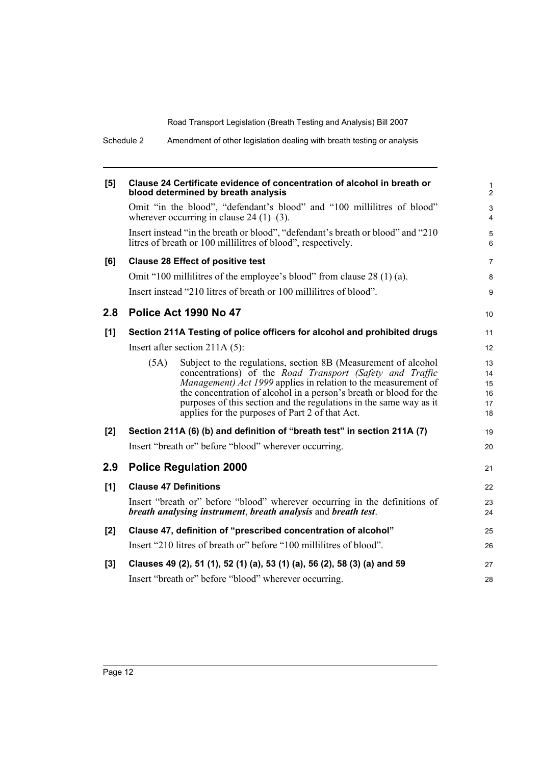**[5] Clause 24 Certificate evidence of concentration of alcohol in breath or blood determined by breath analysis**

Omit "in the blood", "defendant's blood" and "100 millilitres of blood" wherever occurring in clause 24 (1)–(3).

Insert instead "in the breath or blood", "defendant's breath or blood" and "210 litres of breath or 100 millilitres of blood", respectively.

**[6] Clause 28 Effect of positive test**

Omit "100 millilitres of the employee's blood" from clause 28 (1) (a).

Insert instead "210 litres of breath or 100 millilitres of blood".

## 2.8 Police Act 1990 No 47

**[1] Section 211A Testing of police officers for alcohol and prohibited drugs**

Insert after section 211A (5):

> (5A) Subject to the regulations, section 8B (Measurement of alcohol concentrations) of the *Road Transport (Safety and Traffic Management) Act 1999* applies in relation to the measurement of the concentration of alcohol in a person's breath or blood for the purposes of this section and the regulations in the same way as it applies for the purposes of Part 2 of that Act.

**[2] Section 211A (6) (b) and definition of "breath test" in section 211A (7)**

Insert "breath or" before "blood" wherever occurring.

## 2.9 Police Regulation 2000

**[1] Clause 47 Definitions**

Insert "breath or" before "blood" wherever occurring in the definitions of ***breath analysing instrument***, ***breath analysis*** and ***breath test***.

**[2] Clause 47, definition of "prescribed concentration of alcohol"**

Insert "210 litres of breath or" before "100 millilitres of blood".

**[3] Clauses 49 (2), 51 (1), 52 (1) (a), 53 (1) (a), 56 (2), 58 (3) (a) and 59**

Insert "breath or" before "blood" wherever occurring.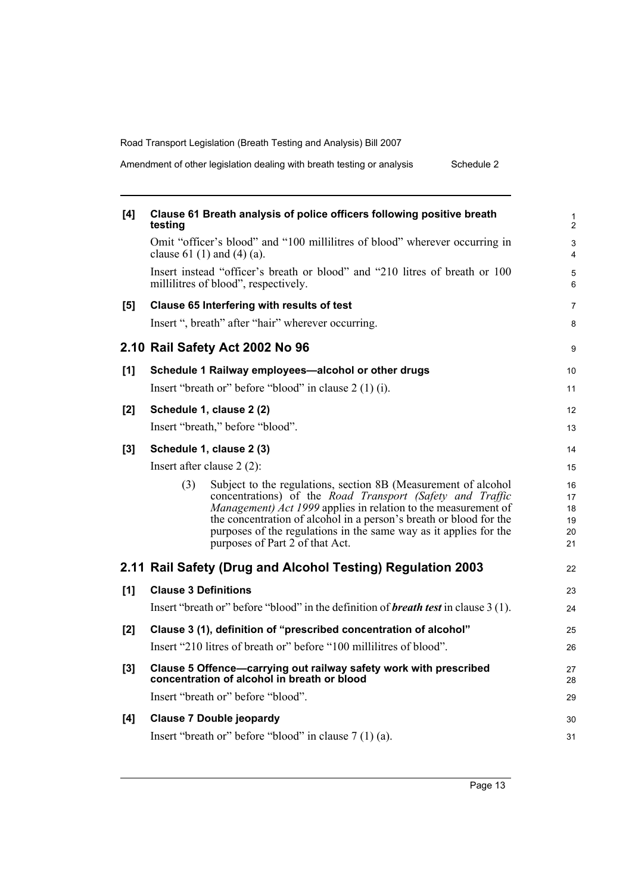**[4] Clause 61 Breath analysis of police officers following positive breath testing**

Omit "officer's blood" and "100 millilitres of blood" wherever occurring in clause 61 (1) and (4) (a).

Insert instead "officer's breath or blood" and "210 litres of breath or 100 millilitres of blood", respectively.

**[5] Clause 65 Interfering with results of test**

Insert ", breath" after "hair" wherever occurring.

## 2.10 Rail Safety Act 2002 No 96

**[1] Schedule 1 Railway employees—alcohol or other drugs**

Insert "breath or" before "blood" in clause 2 (1) (i).

**[2] Schedule 1, clause 2 (2)**

Insert "breath," before "blood".

**[3] Schedule 1, clause 2 (3)**

Insert after clause 2 (2):

> (3) Subject to the regulations, section 8B (Measurement of alcohol concentrations) of the *Road Transport (Safety and Traffic Management) Act 1999* applies in relation to the measurement of the concentration of alcohol in a person's breath or blood for the purposes of the regulations in the same way as it applies for the purposes of Part 2 of that Act.

## 2.11 Rail Safety (Drug and Alcohol Testing) Regulation 2003

**[1] Clause 3 Definitions**

Insert "breath or" before "blood" in the definition of ***breath test*** in clause 3 (1).

**[2] Clause 3 (1), definition of "prescribed concentration of alcohol"**

Insert "210 litres of breath or" before "100 millilitres of blood".

**[3] Clause 5 Offence—carrying out railway safety work with prescribed concentration of alcohol in breath or blood**

Insert "breath or" before "blood".

**[4] Clause 7 Double jeopardy**

Insert "breath or" before "blood" in clause 7 (1) (a).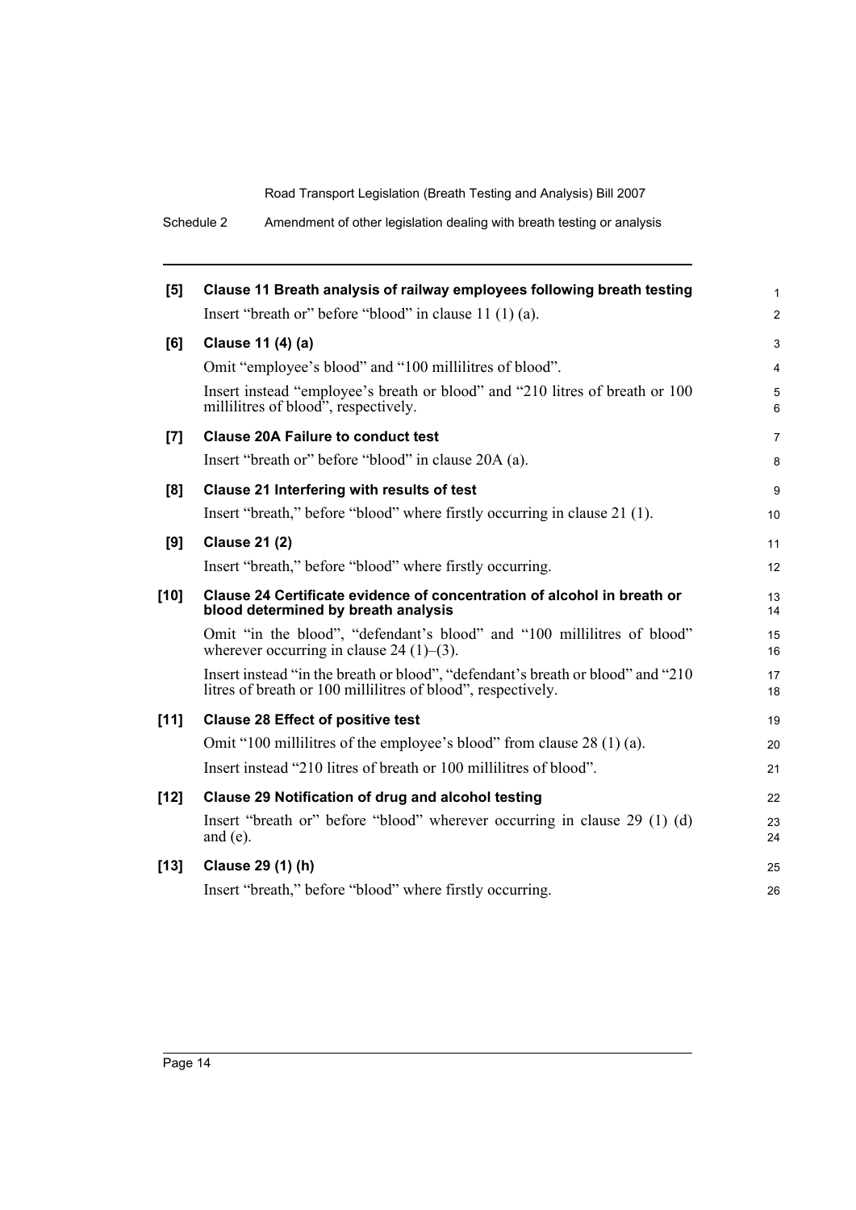**[5] Clause 11 Breath analysis of railway employees following breath testing**

Insert "breath or" before "blood" in clause 11 (1) (a).

**[6] Clause 11 (4) (a)**

Omit "employee's blood" and "100 millilitres of blood".

Insert instead "employee's breath or blood" and "210 litres of breath or 100 millilitres of blood", respectively.

**[7] Clause 20A Failure to conduct test**

Insert "breath or" before "blood" in clause 20A (a).

**[8] Clause 21 Interfering with results of test**

Insert "breath," before "blood" where firstly occurring in clause 21 (1).

**[9] Clause 21 (2)**

Insert "breath," before "blood" where firstly occurring.

**[10] Clause 24 Certificate evidence of concentration of alcohol in breath or blood determined by breath analysis**

Omit "in the blood", "defendant's blood" and "100 millilitres of blood" wherever occurring in clause 24 (1)–(3).

Insert instead "in the breath or blood", "defendant's breath or blood" and "210 litres of breath or 100 millilitres of blood", respectively.

**[11] Clause 28 Effect of positive test**

Omit "100 millilitres of the employee's blood" from clause 28 (1) (a).

Insert instead "210 litres of breath or 100 millilitres of blood".

**[12] Clause 29 Notification of drug and alcohol testing**

Insert "breath or" before "blood" wherever occurring in clause 29 (1) (d) and (e).

**[13] Clause 29 (1) (h)**

Insert "breath," before "blood" where firstly occurring.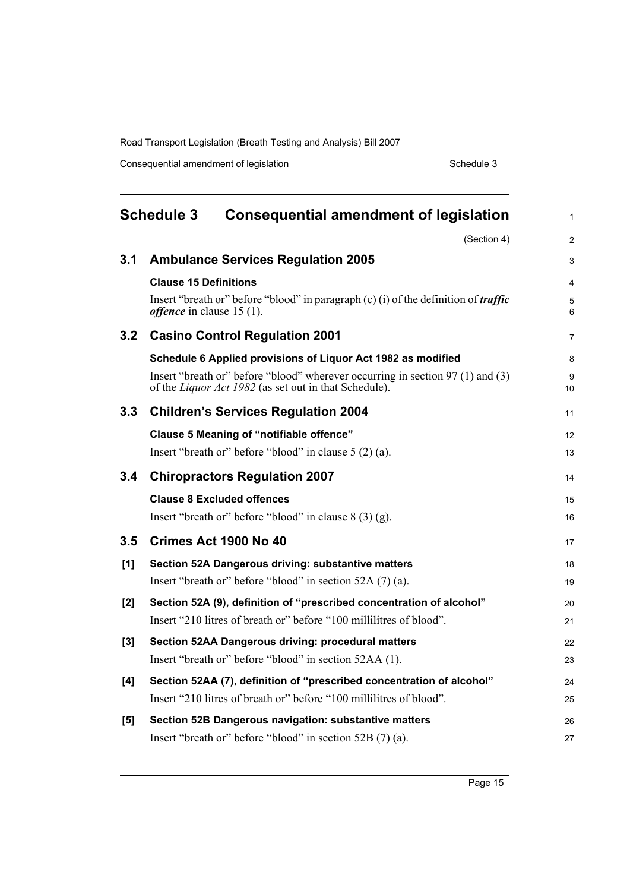# Schedule 3 Consequential amendment of legislation

(Section 4)

## 3.1 Ambulance Services Regulation 2005

**Clause 15 Definitions**

Insert "breath or" before "blood" in paragraph (c) (i) of the definition of ***traffic offence*** in clause 15 (1).

## 3.2 Casino Control Regulation 2001

**Schedule 6 Applied provisions of Liquor Act 1982 as modified**

Insert "breath or" before "blood" wherever occurring in section 97 (1) and (3) of the *Liquor Act 1982* (as set out in that Schedule).

## 3.3 Children's Services Regulation 2004

**Clause 5 Meaning of "notifiable offence"**

Insert "breath or" before "blood" in clause 5 (2) (a).

## 3.4 Chiropractors Regulation 2007

**Clause 8 Excluded offences**

Insert "breath or" before "blood" in clause 8 (3) (g).

## 3.5 Crimes Act 1900 No 40

**[1] Section 52A Dangerous driving: substantive matters**

Insert "breath or" before "blood" in section 52A (7) (a).

**[2] Section 52A (9), definition of "prescribed concentration of alcohol"**

Insert "210 litres of breath or" before "100 millilitres of blood".

**[3] Section 52AA Dangerous driving: procedural matters**

Insert "breath or" before "blood" in section 52AA (1).

**[4] Section 52AA (7), definition of "prescribed concentration of alcohol"**

Insert "210 litres of breath or" before "100 millilitres of blood".

**[5] Section 52B Dangerous navigation: substantive matters**

Insert "breath or" before "blood" in section 52B (7) (a).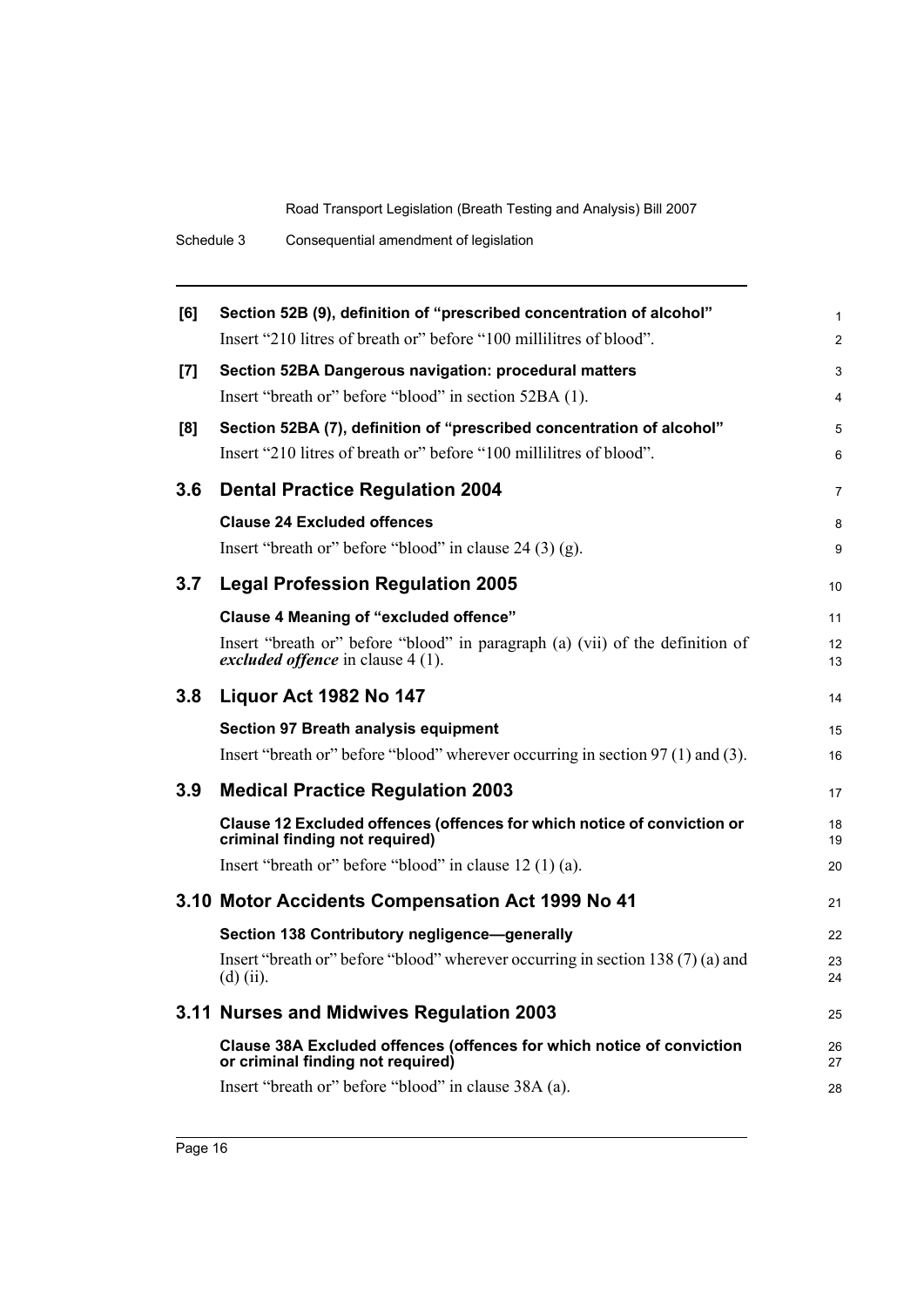**[6] Section 52B (9), definition of "prescribed concentration of alcohol"**

Insert "210 litres of breath or" before "100 millilitres of blood".

**[7] Section 52BA Dangerous navigation: procedural matters**

Insert "breath or" before "blood" in section 52BA (1).

**[8] Section 52BA (7), definition of "prescribed concentration of alcohol"**

Insert "210 litres of breath or" before "100 millilitres of blood".

## 3.6 Dental Practice Regulation 2004

**Clause 24 Excluded offences**

Insert "breath or" before "blood" in clause 24 (3) (g).

## 3.7 Legal Profession Regulation 2005

**Clause 4 Meaning of "excluded offence"**

Insert "breath or" before "blood" in paragraph (a) (vii) of the definition of ***excluded offence*** in clause 4 (1).

## 3.8 Liquor Act 1982 No 147

**Section 97 Breath analysis equipment**

Insert "breath or" before "blood" wherever occurring in section 97 (1) and (3).

## 3.9 Medical Practice Regulation 2003

**Clause 12 Excluded offences (offences for which notice of conviction or criminal finding not required)**

Insert "breath or" before "blood" in clause 12 (1) (a).

## 3.10 Motor Accidents Compensation Act 1999 No 41

**Section 138 Contributory negligence—generally**

Insert "breath or" before "blood" wherever occurring in section 138 (7) (a) and (d) (ii).

## 3.11 Nurses and Midwives Regulation 2003

**Clause 38A Excluded offences (offences for which notice of conviction or criminal finding not required)**

Insert "breath or" before "blood" in clause 38A (a).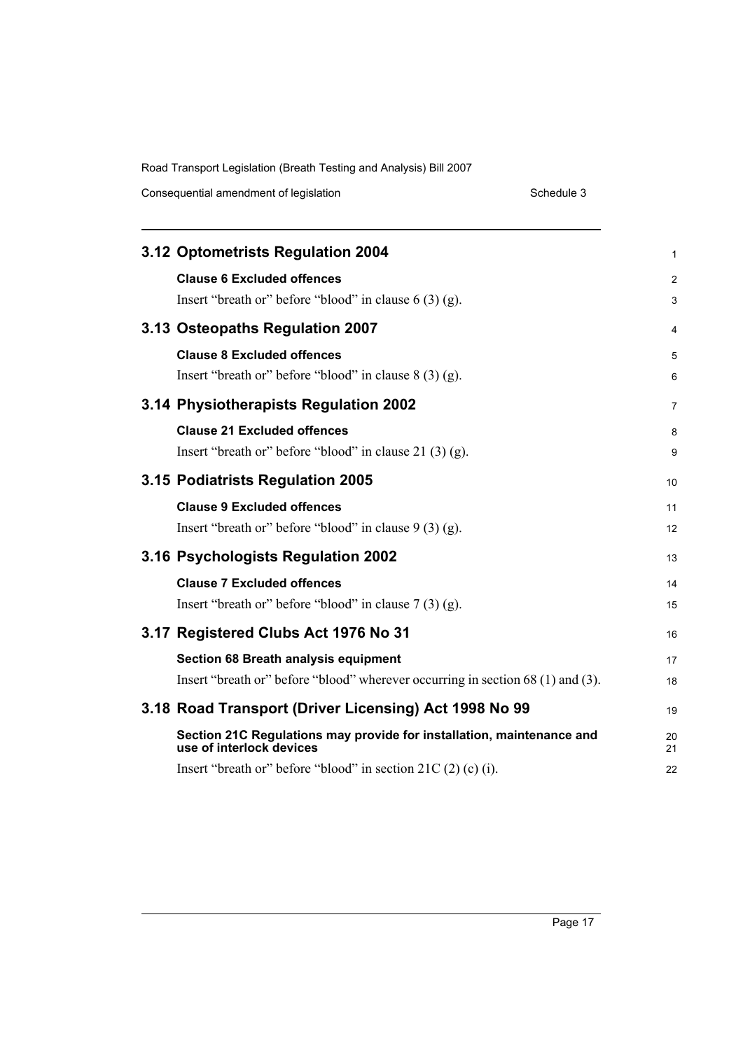## 3.12 Optometrists Regulation 2004

**Clause 6 Excluded offences**

Insert "breath or" before "blood" in clause 6 (3) (g).

## 3.13 Osteopaths Regulation 2007

**Clause 8 Excluded offences**

Insert "breath or" before "blood" in clause 8 (3) (g).

## 3.14 Physiotherapists Regulation 2002

**Clause 21 Excluded offences**

Insert "breath or" before "blood" in clause 21 (3) (g).

## 3.15 Podiatrists Regulation 2005

**Clause 9 Excluded offences**

Insert "breath or" before "blood" in clause 9 (3) (g).

## 3.16 Psychologists Regulation 2002

**Clause 7 Excluded offences**

Insert "breath or" before "blood" in clause 7 (3) (g).

## 3.17 Registered Clubs Act 1976 No 31

**Section 68 Breath analysis equipment**

Insert "breath or" before "blood" wherever occurring in section 68 (1) and (3).

## 3.18 Road Transport (Driver Licensing) Act 1998 No 99

**Section 21C Regulations may provide for installation, maintenance and use of interlock devices**

Insert "breath or" before "blood" in section 21C (2) (c) (i).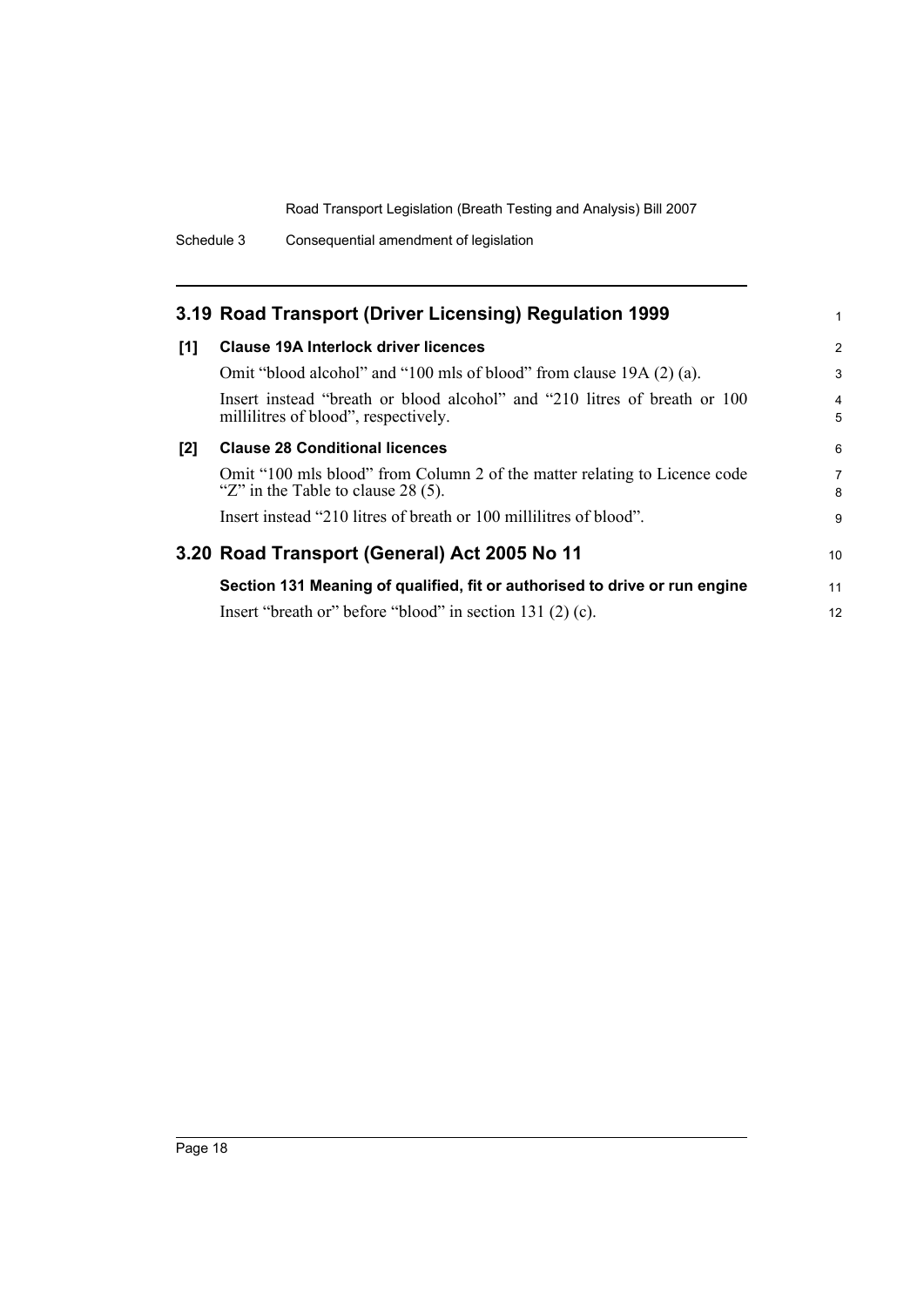## 3.19 Road Transport (Driver Licensing) Regulation 1999

**[1] Clause 19A Interlock driver licences**

Omit "blood alcohol" and "100 mls of blood" from clause 19A (2) (a).

Insert instead "breath or blood alcohol" and "210 litres of breath or 100 millilitres of blood", respectively.

**[2] Clause 28 Conditional licences**

Omit "100 mls blood" from Column 2 of the matter relating to Licence code "Z" in the Table to clause 28 (5).

Insert instead "210 litres of breath or 100 millilitres of blood".

## 3.20 Road Transport (General) Act 2005 No 11

**Section 131 Meaning of qualified, fit or authorised to drive or run engine**

Insert "breath or" before "blood" in section 131 (2) (c).